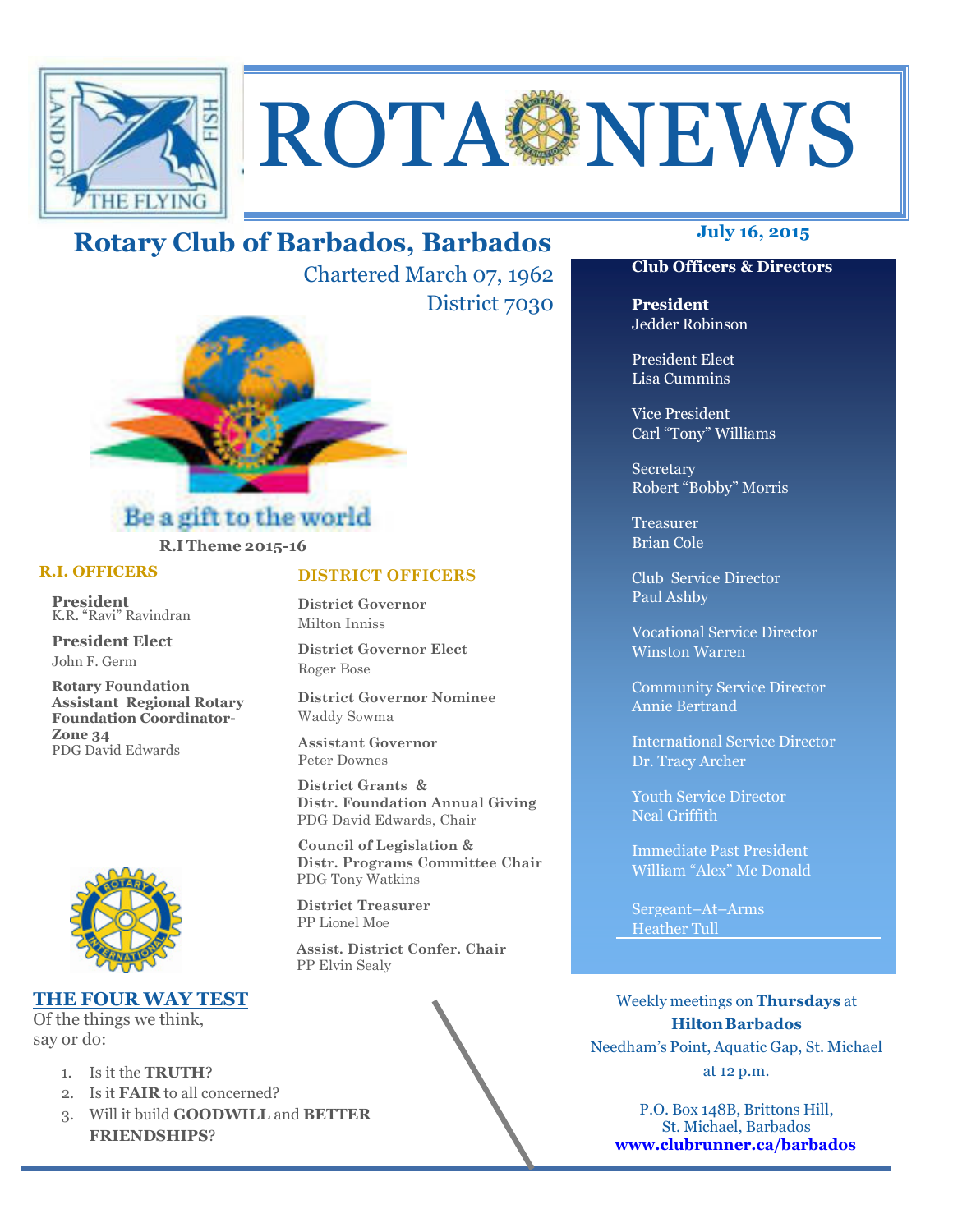# ROTA NEWS

## Rotary Club of Barbados, Barbados

Chartered March 07, 1962

District 7030

**July 16, 2015**

Be a gift to the world

**R.I Theme 2015-16**

### R.I. OFFICERS

**President**
K.R. "Ravi" Ravindran

**President Elect**
John F. Germ

**Rotary Foundation Assistant Regional Rotary Foundation Coordinator-Zone 34**
PDG David Edwards

### DISTRICT OFFICERS

**District Governor**
Milton Inniss

**District Governor Elect**
Roger Bose

**District Governor Nominee**
Waddy Sowma

**Assistant Governor**
Peter Downes

**District Grants & Distr. Foundation Annual Giving**
PDG David Edwards, Chair

**Council of Legislation & Distr. Programs Committee Chair**
PDG Tony Watkins

**District Treasurer**
PP Lionel Moe

**Assist. District Confer. Chair**
PP Elvin Sealy

### Club Officers & Directors

**President**
Jedder Robinson

President Elect
Lisa Cummins

Vice President
Carl "Tony" Williams

Secretary
Robert "Bobby" Morris

Treasurer
Brian Cole

Club Service Director
Paul Ashby

Vocational Service Director
Winston Warren

Community Service Director
Annie Bertrand

International Service Director
Dr. Tracy Archer

Youth Service Director
Neal Griffith

Immediate Past President
William "Alex" Mc Donald

Sergeant–At–Arms
Heather Tull

### THE FOUR WAY TEST

Of the things we think, say or do:

1. Is it the **TRUTH**?
2. Is it **FAIR** to all concerned?
3. Will it build **GOODWILL** and **BETTER FRIENDSHIPS**?

Weekly meetings on **Thursdays** at **Hilton Barbados**
Needham's Point, Aquatic Gap, St. Michael
at 12 p.m.

P.O. Box 148B, Brittons Hill,
St. Michael, Barbados
**www.clubrunner.ca/barbados**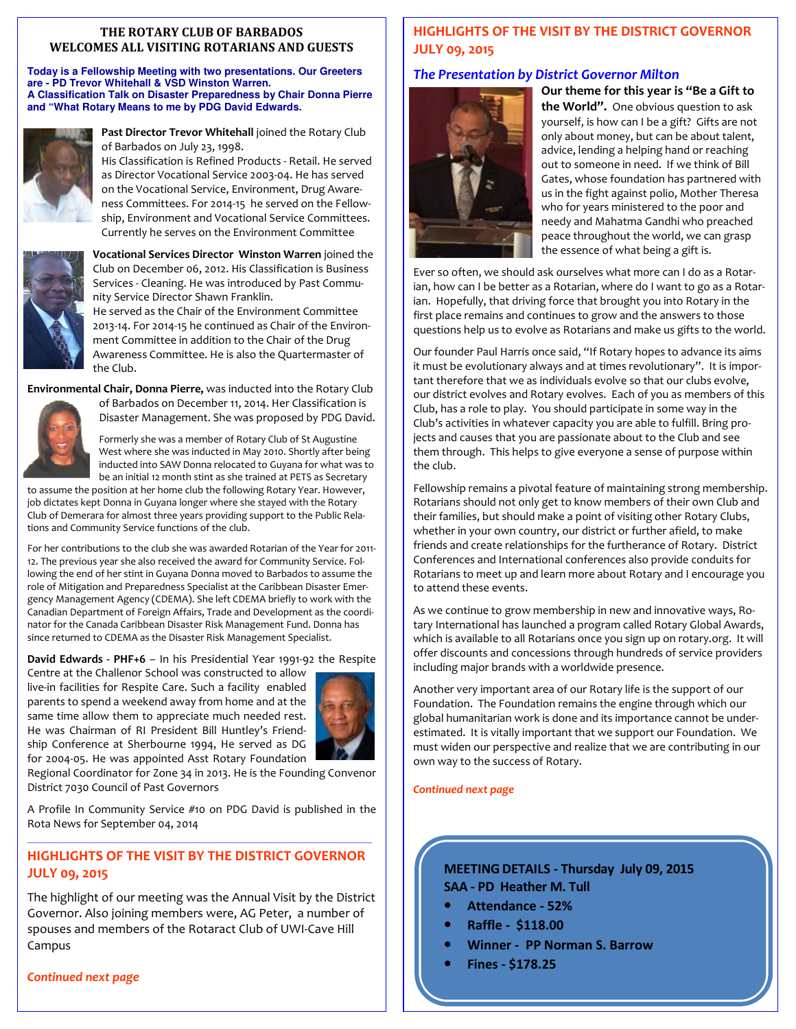# THE ROTARY CLUB OF BARBADOS WELCOMES ALL VISITING ROTARIANS AND GUESTS

**Today is a Fellowship Meeting with two presentations. Our Greeters are - PD Trevor Whitehall & VSD Winston Warren.**
**A Classification Talk on Disaster Preparedness by Chair Donna Pierre and "What Rotary Means to me by PDG David Edwards.**

**Past Director Trevor Whitehall** joined the Rotary Club of Barbados on July 23, 1998.
His Classification is Refined Products - Retail. He served as Director Vocational Service 2003-04. He has served on the Vocational Service, Environment, Drug Awareness Committees. For 2014-15 he served on the Fellowship, Environment and Vocational Service Committees. Currently he serves on the Environment Committee

**Vocational Services Director Winston Warren** joined the Club on December 06, 2012. His Classification is Business Services - Cleaning. He was introduced by Past Community Service Director Shawn Franklin.
He served as the Chair of the Environment Committee 2013-14. For 2014-15 he continued as Chair of the Environment Committee in addition to the Chair of the Drug Awareness Committee. He is also the Quartermaster of the Club.

**Environmental Chair, Donna Pierre,** was inducted into the Rotary Club of Barbados on December 11, 2014. Her Classification is Disaster Management. She was proposed by PDG David.

Formerly she was a member of Rotary Club of St Augustine West where she was inducted in May 2010. Shortly after being inducted into SAW Donna relocated to Guyana for what was to be an initial 12 month stint as she trained at PETS as Secretary to assume the position at her home club the following Rotary Year. However, job dictates kept Donna in Guyana longer where she stayed with the Rotary Club of Demerara for almost three years providing support to the Public Relations and Community Service functions of the club.

For her contributions to the club she was awarded Rotarian of the Year for 2011-12. The previous year she also received the award for Community Service. Following the end of her stint in Guyana Donna moved to Barbados to assume the role of Mitigation and Preparedness Specialist at the Caribbean Disaster Emergency Management Agency (CDEMA). She left CDEMA briefly to work with the Canadian Department of Foreign Affairs, Trade and Development as the coordinator for the Canada Caribbean Disaster Risk Management Fund. Donna has since returned to CDEMA as the Disaster Risk Management Specialist.

**David Edwards - PHF+6** – In his Presidential Year 1991-92 the Respite Centre at the Challenor School was constructed to allow live-in facilities for Respite Care. Such a facility enabled parents to spend a weekend away from home and at the same time allow them to appreciate much needed rest. He was Chairman of RI President Bill Huntley's Friendship Conference at Sherbourne 1994, He served as DG for 2004-05. He was appointed Asst Rotary Foundation Regional Coordinator for Zone 34 in 2013. He is the Founding Convenor District 7030 Council of Past Governors

A Profile In Community Service #10 on PDG David is published in the Rota News for September 04, 2014

## HIGHLIGHTS OF THE VISIT BY THE DISTRICT GOVERNOR JULY 09, 2015

The highlight of our meeting was the Annual Visit by the District Governor. Also joining members were, AG Peter, a number of spouses and members of the Rotaract Club of UWI-Cave Hill Campus

*Continued next page*

## HIGHLIGHTS OF THE VISIT BY THE DISTRICT GOVERNOR JULY 09, 2015

### *The Presentation by District Governor Milton*

**Our theme for this year is "Be a Gift to the World".** One obvious question to ask yourself, is how can I be a gift? Gifts are not only about money, but can be about talent, advice, lending a helping hand or reaching out to someone in need. If we think of Bill Gates, whose foundation has partnered with us in the fight against polio, Mother Theresa who for years ministered to the poor and needy and Mahatma Gandhi who preached peace throughout the world, we can grasp the essence of what being a gift is.

Ever so often, we should ask ourselves what more can I do as a Rotarian, how can I be better as a Rotarian, where do I want to go as a Rotarian. Hopefully, that driving force that brought you into Rotary in the first place remains and continues to grow and the answers to those questions help us to evolve as Rotarians and make us gifts to the world.

Our founder Paul Harris once said, "If Rotary hopes to advance its aims it must be evolutionary always and at times revolutionary". It is important therefore that we as individuals evolve so that our clubs evolve, our district evolves and Rotary evolves. Each of you as members of this Club, has a role to play. You should participate in some way in the Club's activities in whatever capacity you are able to fulfill. Bring projects and causes that you are passionate about to the Club and see them through. This helps to give everyone a sense of purpose within the club.

Fellowship remains a pivotal feature of maintaining strong membership. Rotarians should not only get to know members of their own Club and their families, but should make a point of visiting other Rotary Clubs, whether in your own country, our district or further afield, to make friends and create relationships for the furtherance of Rotary. District Conferences and International conferences also provide conduits for Rotarians to meet up and learn more about Rotary and I encourage you to attend these events.

As we continue to grow membership in new and innovative ways, Rotary International has launched a program called Rotary Global Awards, which is available to all Rotarians once you sign up on rotary.org. It will offer discounts and concessions through hundreds of service providers including major brands with a worldwide presence.

Another very important area of our Rotary life is the support of our Foundation. The Foundation remains the engine through which our global humanitarian work is done and its importance cannot be underestimated. It is vitally important that we support our Foundation. We must widen our perspective and realize that we are contributing in our own way to the success of Rotary.

*Continued next page*

**MEETING DETAILS - Thursday July 09, 2015**
**SAA - PD Heather M. Tull**

- **Attendance - 52%**
- **Raffle - $118.00**
- **Winner - PP Norman S. Barrow**
- **Fines - $178.25**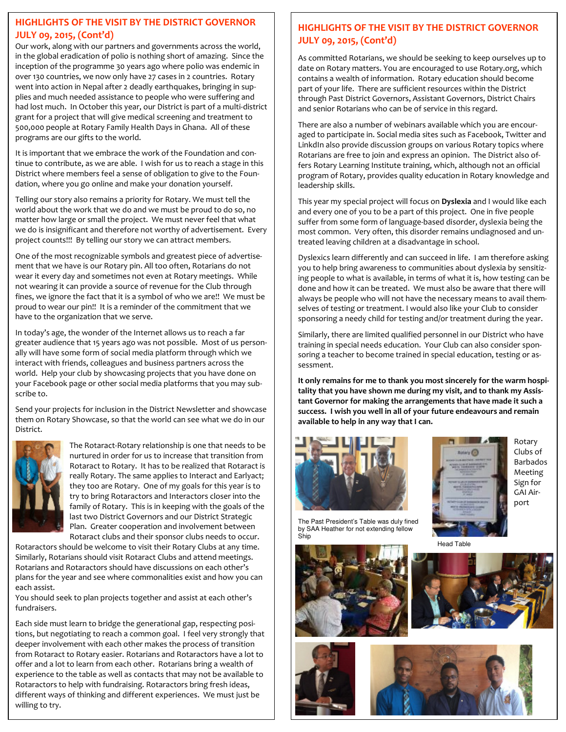## HIGHLIGHTS OF THE VISIT BY THE DISTRICT GOVERNOR JULY 09, 2015, (Cont'd)

Our work, along with our partners and governments across the world, in the global eradication of polio is nothing short of amazing. Since the inception of the programme 30 years ago where polio was endemic in over 130 countries, we now only have 27 cases in 2 countries. Rotary went into action in Nepal after 2 deadly earthquakes, bringing in supplies and much needed assistance to people who were suffering and had lost much. In October this year, our District is part of a multi-district grant for a project that will give medical screening and treatment to 500,000 people at Rotary Family Health Days in Ghana. All of these programs are our gifts to the world.

It is important that we embrace the work of the Foundation and continue to contribute, as we are able. I wish for us to reach a stage in this District where members feel a sense of obligation to give to the Foundation, where you go online and make your donation yourself.

Telling our story also remains a priority for Rotary. We must tell the world about the work that we do and we must be proud to do so, no matter how large or small the project. We must never feel that what we do is insignificant and therefore not worthy of advertisement. Every project counts!!! By telling our story we can attract members.

One of the most recognizable symbols and greatest piece of advertisement that we have is our Rotary pin. All too often, Rotarians do not wear it every day and sometimes not even at Rotary meetings. While not wearing it can provide a source of revenue for the Club through fines, we ignore the fact that it is a symbol of who we are!! We must be proud to wear our pin!! It is a reminder of the commitment that we have to the organization that we serve.

In today's age, the wonder of the Internet allows us to reach a far greater audience that 15 years ago was not possible. Most of us personally will have some form of social media platform through which we interact with friends, colleagues and business partners across the world. Help your club by showcasing projects that you have done on your Facebook page or other social media platforms that you may subscribe to.

Send your projects for inclusion in the District Newsletter and showcase them on Rotary Showcase, so that the world can see what we do in our District.

The Rotaract-Rotary relationship is one that needs to be nurtured in order for us to increase that transition from Rotaract to Rotary. It has to be realized that Rotaract is really Rotary. The same applies to Interact and Earlyact; they too are Rotary. One of my goals for this year is to try to bring Rotaractors and Interactors closer into the family of Rotary. This is in keeping with the goals of the last two District Governors and our District Strategic Plan. Greater cooperation and involvement between Rotaract clubs and their sponsor clubs needs to occur. Rotaractors should be welcome to visit their Rotary Clubs at any time. Similarly, Rotarians should visit Rotaract Clubs and attend meetings. Rotarians and Rotaractors should have discussions on each other's plans for the year and see where commonalities exist and how you can each assist.

You should seek to plan projects together and assist at each other's fundraisers.

Each side must learn to bridge the generational gap, respecting positions, but negotiating to reach a common goal. I feel very strongly that deeper involvement with each other makes the process of transition from Rotaract to Rotary easier. Rotarians and Rotaractors have a lot to offer and a lot to learn from each other. Rotarians bring a wealth of experience to the table as well as contacts that may not be available to Rotaractors to help with fundraising. Rotaractors bring fresh ideas, different ways of thinking and different experiences. We must just be willing to try.

## HIGHLIGHTS OF THE VISIT BY THE DISTRICT GOVERNOR JULY 09, 2015, (Cont'd)

As committed Rotarians, we should be seeking to keep ourselves up to date on Rotary matters. You are encouraged to use Rotary.org, which contains a wealth of information. Rotary education should become part of your life. There are sufficient resources within the District through Past District Governors, Assistant Governors, District Chairs and senior Rotarians who can be of service in this regard.

There are also a number of webinars available which you are encouraged to participate in. Social media sites such as Facebook, Twitter and LinkdIn also provide discussion groups on various Rotary topics where Rotarians are free to join and express an opinion. The District also offers Rotary Learning Institute training, which, although not an official program of Rotary, provides quality education in Rotary knowledge and leadership skills.

This year my special project will focus on **Dyslexia** and I would like each and every one of you to be a part of this project. One in five people suffer from some form of language-based disorder, dyslexia being the most common. Very often, this disorder remains undiagnosed and untreated leaving children at a disadvantage in school.

Dyslexics learn differently and can succeed in life. I am therefore asking you to help bring awareness to communities about dyslexia by sensitizing people to what is available, in terms of what it is, how testing can be done and how it can be treated. We must also be aware that there will always be people who will not have the necessary means to avail themselves of testing or treatment. I would also like your Club to consider sponsoring a needy child for testing and/or treatment during the year.

Similarly, there are limited qualified personnel in our District who have training in special needs education. Your Club can also consider sponsoring a teacher to become trained in special education, testing or assessment.

**It only remains for me to thank you most sincerely for the warm hospitality that you have shown me during my visit, and to thank my Assistant Governor for making the arrangements that have made it such a success. I wish you well in all of your future endeavours and remain available to help in any way that I can.**

The Past President's Table was duly fined by SAA Heather for not extending fellow Ship

Rotary Clubs of Barbados Meeting Sign for GAI Airport

Head Table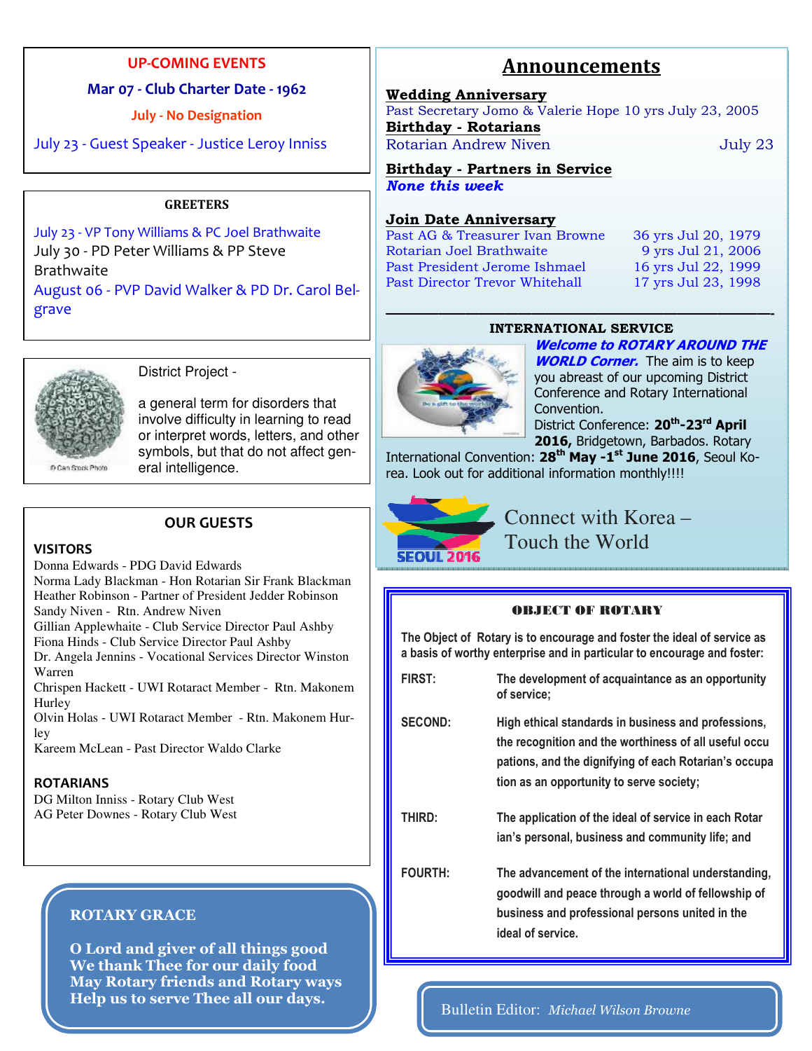## UP-COMING EVENTS

**Mar 07 - Club Charter Date - 1962**

**July - No Designation**

July 23 - Guest Speaker - Justice Leroy Inniss

## GREETERS

July 23 - VP Tony Williams & PC Joel Brathwaite

July 30 - PD Peter Williams & PP Steve Brathwaite

August 06 - PVP David Walker & PD Dr. Carol Belgrave

District Project -

a general term for disorders that involve difficulty in learning to read or interpret words, letters, and other symbols, but that do not affect general intelligence.

## OUR GUESTS

### VISITORS

Donna Edwards - PDG David Edwards
Norma Lady Blackman - Hon Rotarian Sir Frank Blackman
Heather Robinson - Partner of President Jedder Robinson
Sandy Niven - Rtn. Andrew Niven
Gillian Applewhaite - Club Service Director Paul Ashby
Fiona Hinds - Club Service Director Paul Ashby
Dr. Angela Jennins - Vocational Services Director Winston Warren
Chrispen Hackett - UWI Rotaract Member - Rtn. Makonem Hurley
Olvin Holas - UWI Rotaract Member - Rtn. Makonem Hurley
Kareem McLean - Past Director Waldo Clarke

### ROTARIANS

DG Milton Inniss - Rotary Club West
AG Peter Downes - Rotary Club West

### ROTARY GRACE

**O Lord and giver of all things good**
**We thank Thee for our daily food**
**May Rotary friends and Rotary ways**
**Help us to serve Thee all our days.**

# Announcements

**Wedding Anniversary**

Past Secretary Jomo & Valerie Hope 10 yrs July 23, 2005

**Birthday - Rotarians**

Rotarian Andrew Niven July 23

**Birthday - Partners in Service**

***None this week***

**Join Date Anniversary**

| | | |
|---|---|---|
| Past AG & Treasurer Ivan Browne | 36 yrs | Jul 20, 1979 |
| Rotarian Joel Brathwaite | 9 yrs | Jul 21, 2006 |
| Past President Jerome Ishmael | 16 yrs | Jul 22, 1999 |
| Past Director Trevor Whitehall | 17 yrs | Jul 23, 1998 |

**INTERNATIONAL SERVICE**

***Welcome to ROTARY AROUND THE WORLD Corner.*** The aim is to keep you abreast of our upcoming District Conference and Rotary International Convention.
District Conference: **20th-23rd April 2016,** Bridgetown, Barbados. Rotary International Convention: **28th May -1st June 2016**, Seoul Korea. Look out for additional information monthly!!!!

Connect with Korea – Touch the World

**OBJECT OF ROTARY**

**The Object of Rotary is to encourage and foster the ideal of service as a basis of worthy enterprise and in particular to encourage and foster:**

**FIRST:** The development of acquaintance as an opportunity of service;

**SECOND:** High ethical standards in business and professions, the recognition and the worthiness of all useful occupations, and the dignifying of each Rotarian's occupation as an opportunity to serve society;

**THIRD:** The application of the ideal of service in each Rotarian's personal, business and community life; and

**FOURTH:** The advancement of the international understanding, goodwill and peace through a world of fellowship of business and professional persons united in the ideal of service.

Bulletin Editor: *Michael Wilson Browne*